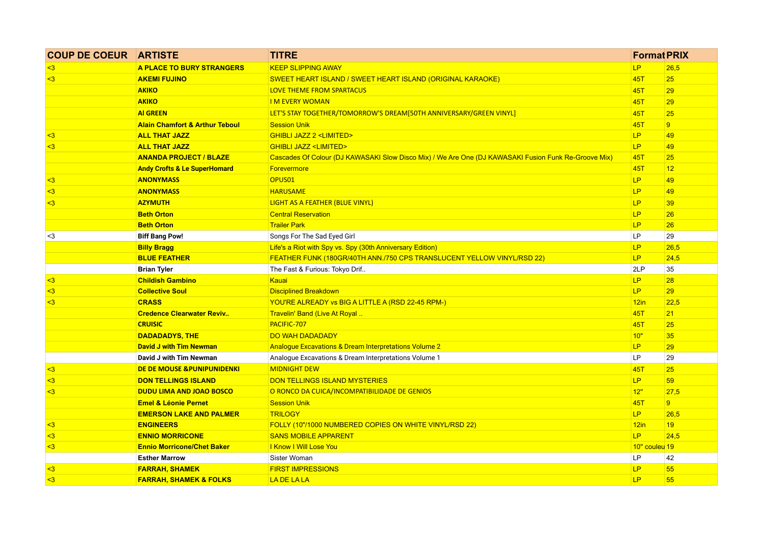| COUP DE COEUR | ARTISTE | TITRE | Format | PRIX |
|---|---|---|---|---|
| <3 | A PLACE TO BURY STRANGERS | KEEP SLIPPING AWAY | LP | 26,5 |
| <3 | AKEMI FUJINO | SWEET HEART ISLAND / SWEET HEART ISLAND (ORIGINAL KARAOKE) | 45T | 25 |
|  | AKIKO | LOVE THEME FROM SPARTACUS | 45T | 29 |
|  | AKIKO | I M EVERY WOMAN | 45T | 29 |
|  | Al GREEN | LET'S STAY TOGETHER/TOMORROW'S DREAM[50TH ANNIVERSARY/GREEN VINYL] | 45T | 25 |
|  | Alain Chamfort & Arthur Teboul | Session Unik | 45T | 9 |
| <3 | ALL THAT JAZZ | GHIBLI JAZZ 2 <LIMITED> | LP | 49 |
| <3 | ALL THAT JAZZ | GHIBLI JAZZ <LIMITED> | LP | 49 |
|  | ANANDA PROJECT / BLAZE | Cascades Of Colour (DJ KAWASAKI Slow Disco Mix) / We Are One (DJ KAWASAKI Fusion Funk Re-Groove Mix) | 45T | 25 |
|  | Andy Crofts & Le SuperHomard | Forevermore | 45T | 12 |
| <3 | ANONYMASS | OPUS01 | LP | 49 |
| <3 | ANONYMASS | HARUSAME | LP | 49 |
| <3 | AZYMUTH | LIGHT AS A FEATHER (BLUE VINYL) | LP | 39 |
|  | Beth Orton | Central Reservation | LP | 26 |
|  | Beth Orton | Trailer Park | LP | 26 |
| <3 | Biff Bang Pow! | Songs For The Sad Eyed Girl | LP | 29 |
|  | Billy Bragg | Life's a Riot with Spy vs. Spy (30th Anniversary Edition) | LP | 26,5 |
|  | BLUE FEATHER | FEATHER FUNK (180GR/40TH ANN./750 CPS TRANSLUCENT YELLOW VINYL/RSD 22) | LP | 24,5 |
|  | Brian Tyler | The Fast & Furious: Tokyo Drif.. | 2LP | 35 |
| <3 | Childish Gambino | Kauai | LP | 28 |
| <3 | Collective Soul | Disciplined Breakdown | LP | 29 |
| <3 | CRASS | YOU'RE ALREADY vs BIG A LITTLE A (RSD 22-45 RPM-) | 12in | 22,5 |
|  | Credence Clearwater Reviv.. | Travelin' Band (Live At Royal .. | 45T | 21 |
|  | CRUISIC | PACIFIC-707 | 45T | 25 |
|  | DADADADYS, THE | DO WAH DADADADY | 10" | 35 |
|  | David J with Tim Newman | Analogue Excavations & Dream Interpretations Volume 2 | LP | 29 |
|  | David J with Tim Newman | Analogue Excavations & Dream Interpretations Volume 1 | LP | 29 |
| <3 | DE DE MOUSE &PUNIPUNIDENKI | MIDNIGHT DEW | 45T | 25 |
| <3 | DON TELLINGS ISLAND | DON TELLINGS ISLAND MYSTERIES | LP | 59 |
| <3 | DUDU LIMA AND JOAO BOSCO | O RONCO DA CUICA/INCOMPATIBILIDADE DE GENIOS | 12" | 27,5 |
|  | Emel & Léonie Pernet | Session Unik | 45T | 9 |
|  | EMERSON LAKE AND PALMER | TRILOGY | LP | 26,5 |
| <3 | ENGINEERS | FOLLY (10"/1000 NUMBERED COPIES ON WHITE VINYL/RSD 22) | 12in | 19 |
| <3 | ENNIO MORRICONE | SANS MOBILE APPARENT | LP | 24,5 |
| <3 | Ennio Morricone/Chet Baker | I Know I Will Lose You | 10" couleu | 19 |
|  | Esther Marrow | Sister Woman | LP | 42 |
| <3 | FARRAH, SHAMEK | FIRST IMPRESSIONS | LP | 55 |
| <3 | FARRAH, SHAMEK & FOLKS | LA DE LA LA | LP | 55 |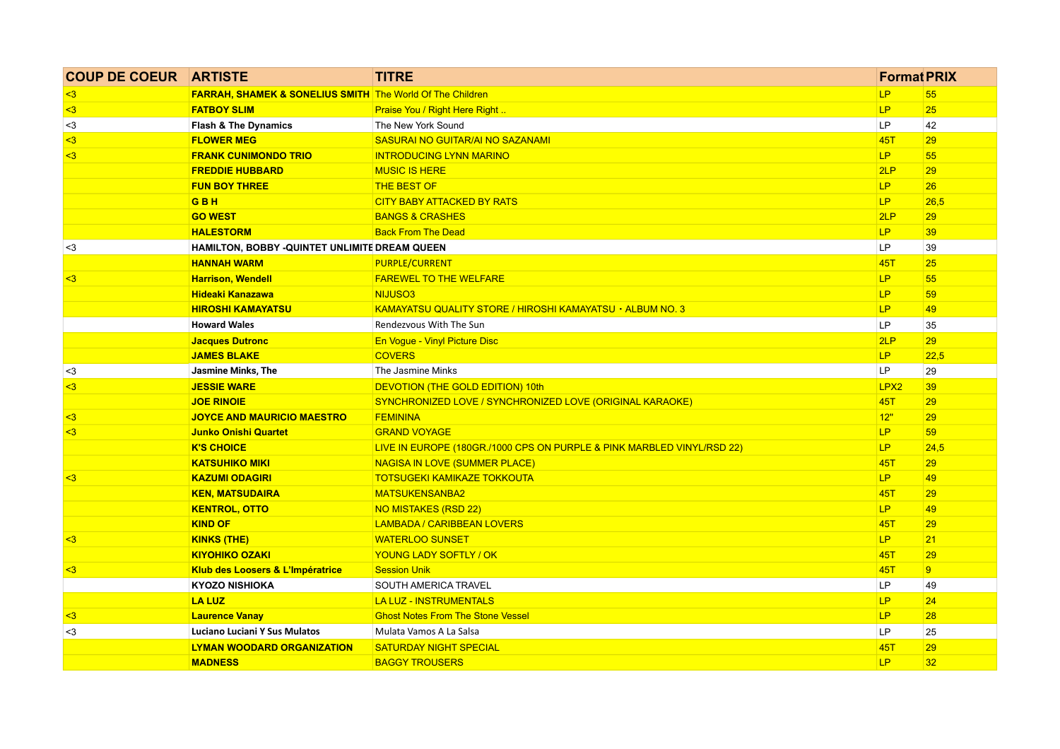| COUP DE COEUR | ARTISTE | TITRE | Format | PRIX |
|---|---|---|---|---|
| <3 | **FARRAH, SHAMEK & SONELIUS SMITH** | The World Of The Children | LP | 55 |
| <3 | **FATBOY SLIM** | Praise You / Right Here Right .. | LP | 25 |
| <3 | **Flash & The Dynamics** | The New York Sound | LP | 42 |
| <3 | **FLOWER MEG** | SASURAI NO GUITAR/AI NO SAZANAMI | 45T | 29 |
| <3 | **FRANK CUNIMONDO TRIO** | INTRODUCING LYNN MARINO | LP | 55 |
| | **FREDDIE HUBBARD** | MUSIC IS HERE | 2LP | 29 |
| | **FUN BOY THREE** | THE BEST OF | LP | 26 |
| | **G B H** | CITY BABY ATTACKED BY RATS | LP | 26,5 |
| | **GO WEST** | BANGS & CRASHES | 2LP | 29 |
| | **HALESTORM** | Back From The Dead | LP | 39 |
| <3 | **HAMILTON, BOBBY -QUINTET UNLIMITE** | **DREAM QUEEN** | LP | 39 |
| | **HANNAH WARM** | PURPLE/CURRENT | 45T | 25 |
| <3 | **Harrison, Wendell** | FAREWEL TO THE WELFARE | LP | 55 |
| | **Hideaki Kanazawa** | NIJUSO3 | LP | 59 |
| | **HIROSHI KAMAYATSU** | KAMAYATSU QUALITY STORE / HIROSHI KAMAYATSU・ALBUM NO. 3 | LP | 49 |
| | **Howard Wales** | Rendezvous With The Sun | LP | 35 |
| | **Jacques Dutronc** | En Vogue - Vinyl Picture Disc | 2LP | 29 |
| | **JAMES BLAKE** | COVERS | LP | 22,5 |
| <3 | **Jasmine Minks, The** | The Jasmine Minks | LP | 29 |
| <3 | **JESSIE WARE** | DEVOTION (THE GOLD EDITION) 10th | LPX2 | 39 |
| | **JOE RINOIE** | SYNCHRONIZED LOVE / SYNCHRONIZED LOVE (ORIGINAL KARAOKE) | 45T | 29 |
| <3 | **JOYCE AND MAURICIO MAESTRO** | FEMININA | 12" | 29 |
| <3 | **Junko Onishi Quartet** | GRAND VOYAGE | LP | 59 |
| | **K'S CHOICE** | LIVE IN EUROPE (180GR./1000 CPS ON PURPLE & PINK MARBLED VINYL/RSD 22) | LP | 24,5 |
| | **KATSUHIKO MIKI** | NAGISA IN LOVE (SUMMER PLACE) | 45T | 29 |
| <3 | **KAZUMI ODAGIRI** | TOTSUGEKI KAMIKAZE TOKKOUTA | LP | 49 |
| | **KEN, MATSUDAIRA** | MATSUKENSANBA2 | 45T | 29 |
| | **KENTROL, OTTO** | NO MISTAKES (RSD 22) | LP | 49 |
| | **KIND OF** | LAMBADA / CARIBBEAN LOVERS | 45T | 29 |
| <3 | **KINKS (THE)** | WATERLOO SUNSET | LP | 21 |
| | **KIYOHIKO OZAKI** | YOUNG LADY SOFTLY / OK | 45T | 29 |
| <3 | **Klub des Loosers & L'Impératrice** | Session Unik | 45T | 9 |
| | **KYOZO NISHIOKA** | SOUTH AMERICA TRAVEL | LP | 49 |
| | **LA LUZ** | LA LUZ - INSTRUMENTALS | LP | 24 |
| <3 | **Laurence Vanay** | Ghost Notes From The Stone Vessel | LP | 28 |
| <3 | **Luciano Luciani Y Sus Mulatos** | Mulata Vamos A La Salsa | LP | 25 |
| | **LYMAN WOODARD ORGANIZATION** | SATURDAY NIGHT SPECIAL | 45T | 29 |
| | **MADNESS** | BAGGY TROUSERS | LP | 32 |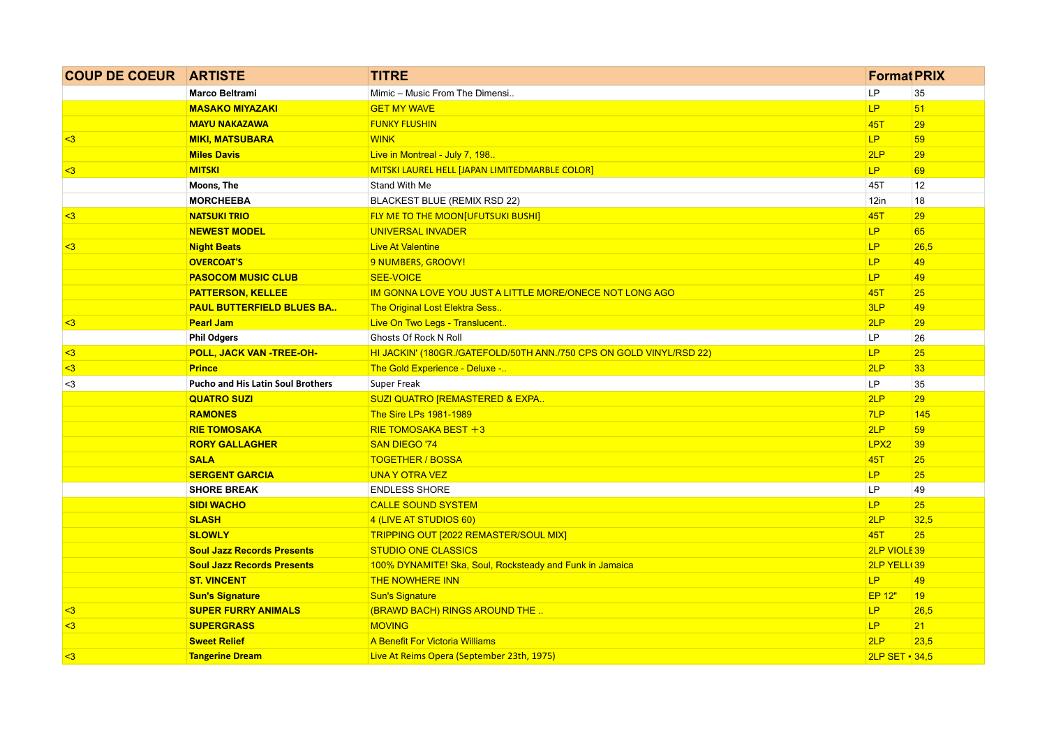| COUP DE COEUR | ARTISTE | TITRE | Format | PRIX |
|---|---|---|---|---|
| | Marco Beltrami | Mimic – Music From The Dimensi.. | LP | 35 |
| | MASAKO MIYAZAKI | GET MY WAVE | LP | 51 |
| | MAYU NAKAZAWA | FUNKY FLUSHIN | 45T | 29 |
| <3 | MIKI, MATSUBARA | WINK | LP | 59 |
| | Miles Davis | Live in Montreal - July 7, 198.. | 2LP | 29 |
| <3 | MITSKI | MITSKI LAUREL HELL [JAPAN LIMITEDMARBLE COLOR] | LP | 69 |
| | Moons, The | Stand With Me | 45T | 12 |
| | MORCHEEBA | BLACKEST BLUE (REMIX RSD 22) | 12in | 18 |
| <3 | NATSUKI TRIO | FLY ME TO THE MOON[UFUTSUKI BUSHI] | 45T | 29 |
| | NEWEST MODEL | UNIVERSAL INVADER | LP | 65 |
| <3 | Night Beats | Live At Valentine | LP | 26,5 |
| | OVERCOAT'S | 9 NUMBERS, GROOVY! | LP | 49 |
| | PASOCOM MUSIC CLUB | SEE-VOICE | LP | 49 |
| | PATTERSON, KELLEE | IM GONNA LOVE YOU JUST A LITTLE MORE/ONECE NOT LONG AGO | 45T | 25 |
| | PAUL BUTTERFIELD BLUES BA.. | The Original Lost Elektra Sess.. | 3LP | 49 |
| <3 | Pearl Jam | Live On Two Legs - Translucent.. | 2LP | 29 |
| | Phil Odgers | Ghosts Of Rock N Roll | LP | 26 |
| <3 | POLL, JACK VAN -TREE-OH- | HI JACKIN' (180GR./GATEFOLD/50TH ANN./750 CPS ON GOLD VINYL/RSD 22) | LP | 25 |
| <3 | Prince | The Gold Experience - Deluxe -.. | 2LP | 33 |
| <3 | Pucho and His Latin Soul Brothers | Super Freak | LP | 35 |
| | QUATRO SUZI | SUZI QUATRO [REMASTERED & EXPA.. | 2LP | 29 |
| | RAMONES | The Sire LPs 1981-1989 | 7LP | 145 |
| | RIE TOMOSAKA | RIE TOMOSAKA BEST ＋3 | 2LP | 59 |
| | RORY GALLAGHER | SAN DIEGO '74 | LPX2 | 39 |
| | SALA | TOGETHER / BOSSA | 45T | 25 |
| | SERGENT GARCIA | UNA Y OTRA VEZ | LP | 25 |
| | SHORE BREAK | ENDLESS SHORE | LP | 49 |
| | SIDI WACHO | CALLE SOUND SYSTEM | LP | 25 |
| | SLASH | 4 (LIVE AT STUDIOS 60) | 2LP | 32,5 |
| | SLOWLY | TRIPPING OUT [2022 REMASTER/SOUL MIX] | 45T | 25 |
| | Soul Jazz Records Presents | STUDIO ONE CLASSICS | 2LP VIOLE | 39 |
| | Soul Jazz Records Presents | 100% DYNAMITE! Ska, Soul, Rocksteady and Funk in Jamaica | 2LP YELL( | 39 |
| | ST. VINCENT | THE NOWHERE INN | LP | 49 |
| | Sun's Signature | Sun's Signature | EP 12" | 19 |
| <3 | SUPER FURRY ANIMALS | (BRAWD BACH) RINGS AROUND THE .. | LP | 26,5 |
| <3 | SUPERGRASS | MOVING | LP | 21 |
| | Sweet Relief | A Benefit For Victoria Williams | 2LP | 23,5 |
| <3 | Tangerine Dream | Live At Reims Opera (September 23th, 1975) | 2LP SET • | 34,5 |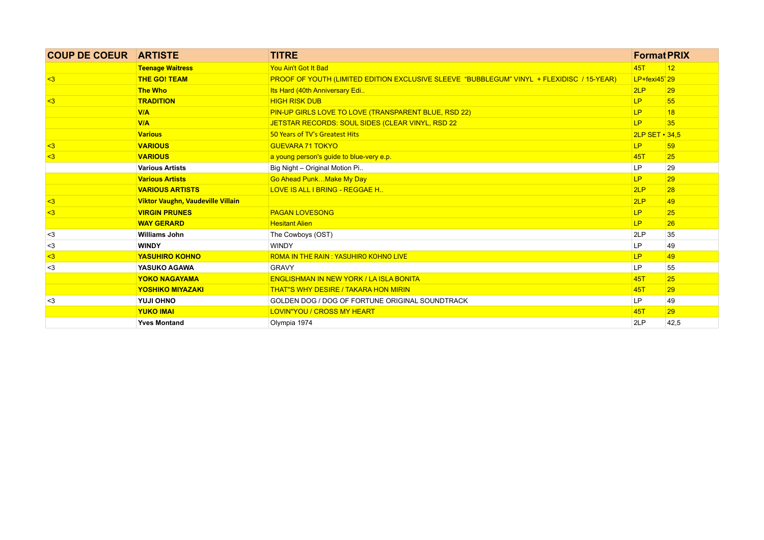| COUP DE COEUR | ARTISTE | TITRE | Format | PRIX |
|---|---|---|---|---|
| | Teenage Waitress | You Ain't Got It Bad | 45T | 12 |
| <3 | THE GO! TEAM | PROOF OF YOUTH (LIMITED EDITION EXCLUSIVE SLEEVE "BUBBLEGUM" VINYL + FLEXIDISC / 15-YEAR) | LP+fexi45 | 29 |
| | The Who | Its Hard (40th Anniversary Edi.. | 2LP | 29 |
| <3 | TRADITION | HIGH RISK DUB | LP | 55 |
| | V/A | PIN-UP GIRLS LOVE TO LOVE (TRANSPARENT BLUE, RSD 22) | LP | 18 |
| | V/A | JETSTAR RECORDS: SOUL SIDES (CLEAR VINYL, RSD 22 | LP | 35 |
| | Various | 50 Years of TV's Greatest Hits | 2LP SET • | 34,5 |
| <3 | VARIOUS | GUEVARA 71 TOKYO | LP | 59 |
| <3 | VARIOUS | a young person's guide to blue-very e.p. | 45T | 25 |
| | Various Artists | Big Night – Original Motion Pi.. | LP | 29 |
| | Various Artists | Go Ahead Punk…Make My Day | LP | 29 |
| | VARIOUS ARTISTS | LOVE IS ALL I BRING - REGGAE H.. | 2LP | 28 |
| <3 | Viktor Vaughn, Vaudeville Villain | | 2LP | 49 |
| <3 | VIRGIN PRUNES | PAGAN LOVESONG | LP | 25 |
| | WAY GERARD | Hesitant Alien | LP | 26 |
| <3 | Williams John | The Cowboys (OST) | 2LP | 35 |
| <3 | WINDY | WINDY | LP | 49 |
| <3 | YASUHIRO KOHNO | ROMA IN THE RAIN : YASUHIRO KOHNO LIVE | LP | 49 |
| <3 | YASUKO AGAWA | GRAVY | LP | 55 |
| | YOKO NAGAYAMA | ENGLISHMAN IN NEW YORK / LA ISLA BONITA | 45T | 25 |
| | YOSHIKO MIYAZAKI | THAT"S WHY DESIRE / TAKARA HON MIRIN | 45T | 29 |
| <3 | YUJI OHNO | GOLDEN DOG / DOG OF FORTUNE ORIGINAL SOUNDTRACK | LP | 49 |
| | YUKO IMAI | LOVIN"YOU / CROSS MY HEART | 45T | 29 |
| | Yves Montand | Olympia 1974 | 2LP | 42,5 |